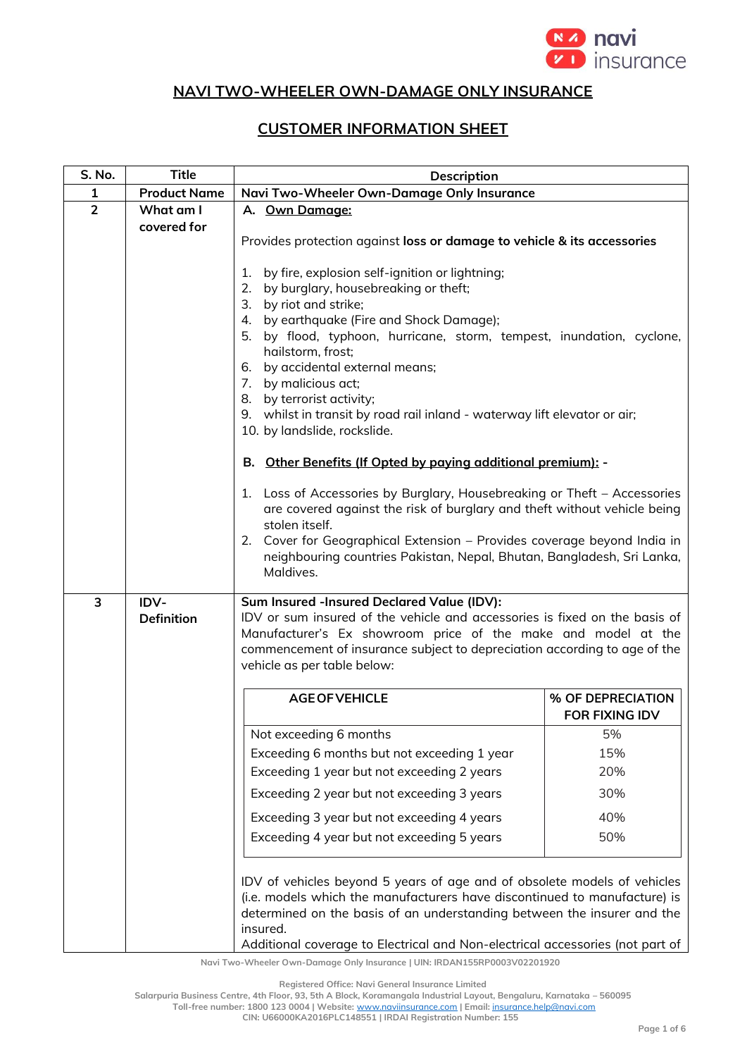# NAVI TWO-WHEELER OWN-DAMAGE ONLY INSURANCE

## CUSTOMER INFORMATION SHEET

| S. No. | Title | Description |
|---|---|---|
| 1 | Product Name | Navi Two-Wheeler Own-Damage Only Insurance |
| 2 | What am I covered for | A. Own Damage:<br><br>Provides protection against **loss or damage to vehicle & its accessories**<br><br>1. by fire, explosion self-ignition or lightning;<br>2. by burglary, housebreaking or theft;<br>3. by riot and strike;<br>4. by earthquake (Fire and Shock Damage);<br>5. by flood, typhoon, hurricane, storm, tempest, inundation, cyclone, hailstorm, frost;<br>6. by accidental external means;<br>7. by malicious act;<br>8. by terrorist activity;<br>9. whilst in transit by road rail inland - waterway lift elevator or air;<br>10. by landslide, rockslide.<br><br>B. Other Benefits (If Opted by paying additional premium): -<br><br>1. Loss of Accessories by Burglary, Housebreaking or Theft – Accessories are covered against the risk of burglary and theft without vehicle being stolen itself.<br>2. Cover for Geographical Extension – Provides coverage beyond India in neighbouring countries Pakistan, Nepal, Bhutan, Bangladesh, Sri Lanka, Maldives. |
| 3 | IDV-Definition | **Sum Insured -Insured Declared Value (IDV):**<br>IDV or sum insured of the vehicle and accessories is fixed on the basis of Manufacturer's Ex showroom price of the make and model at the commencement of insurance subject to depreciation according to age of the vehicle as per table below:<br><br>**AGE OF VEHICLE** — **% OF DEPRECIATION FOR FIXING IDV**<br>Not exceeding 6 months — 5%<br>Exceeding 6 months but not exceeding 1 year — 15%<br>Exceeding 1 year but not exceeding 2 years — 20%<br>Exceeding 2 year but not exceeding 3 years — 30%<br>Exceeding 3 year but not exceeding 4 years — 40%<br>Exceeding 4 year but not exceeding 5 years — 50%<br><br>IDV of vehicles beyond 5 years of age and of obsolete models of vehicles (i.e. models which the manufacturers have discontinued to manufacture) is determined on the basis of an understanding between the insurer and the insured.<br>Additional coverage to Electrical and Non-electrical accessories (not part of |

Navi Two-Wheeler Own-Damage Only Insurance | UIN: IRDAN155RP0003V02201920

Registered Office: Navi General Insurance Limited
Salarpuria Business Centre, 4th Floor, 93, 5th A Block, Koramangala Industrial Layout, Bengaluru, Karnataka – 560095
Toll-free number: 1800 123 0004 | Website: www.naviinsurance.com | Email: insurance.help@navi.com
CIN: U66000KA2016PLC148551 | IRDAI Registration Number: 155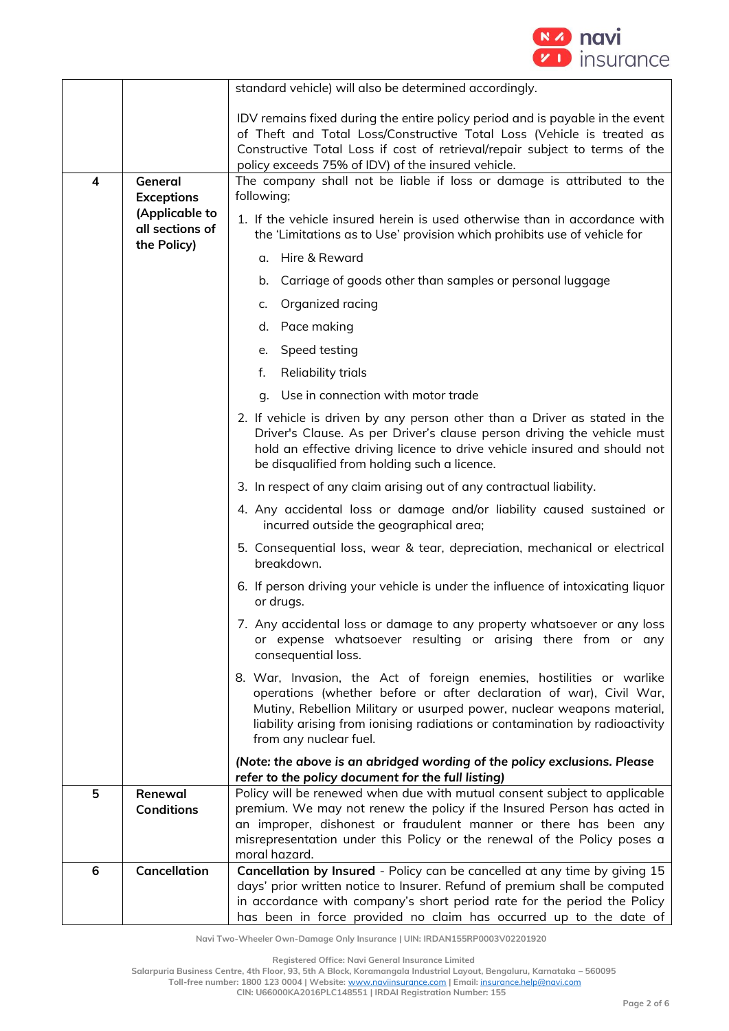| | | |
|---|---|---|
| | | standard vehicle) will also be determined accordingly.<br><br>IDV remains fixed during the entire policy period and is payable in the event of Theft and Total Loss/Constructive Total Loss (Vehicle is treated as Constructive Total Loss if cost of retrieval/repair subject to terms of the policy exceeds 75% of IDV) of the insured vehicle. |
| 4 | **General Exceptions (Applicable to all sections of the Policy)** | The company shall not be liable if loss or damage is attributed to the following;<br><br>1. If the vehicle insured herein is used otherwise than in accordance with the 'Limitations as to Use' provision which prohibits use of vehicle for<br>a. Hire & Reward<br>b. Carriage of goods other than samples or personal luggage<br>c. Organized racing<br>d. Pace making<br>e. Speed testing<br>f. Reliability trials<br>g. Use in connection with motor trade<br><br>2. If vehicle is driven by any person other than a Driver as stated in the Driver's Clause. As per Driver's clause person driving the vehicle must hold an effective driving licence to drive vehicle insured and should not be disqualified from holding such a licence.<br><br>3. In respect of any claim arising out of any contractual liability.<br><br>4. Any accidental loss or damage and/or liability caused sustained or incurred outside the geographical area;<br><br>5. Consequential loss, wear & tear, depreciation, mechanical or electrical breakdown.<br><br>6. If person driving your vehicle is under the influence of intoxicating liquor or drugs.<br><br>7. Any accidental loss or damage to any property whatsoever or any loss or expense whatsoever resulting or arising there from or any consequential loss.<br><br>8. War, Invasion, the Act of foreign enemies, hostilities or warlike operations (whether before or after declaration of war), Civil War, Mutiny, Rebellion Military or usurped power, nuclear weapons material, liability arising from ionising radiations or contamination by radioactivity from any nuclear fuel.<br><br>***(Note: the above is an abridged wording of the policy exclusions. Please refer to the policy document for the full listing)*** |
| 5 | **Renewal Conditions** | Policy will be renewed when due with mutual consent subject to applicable premium. We may not renew the policy if the Insured Person has acted in an improper, dishonest or fraudulent manner or there has been any misrepresentation under this Policy or the renewal of the Policy poses a moral hazard. |
| 6 | **Cancellation** | **Cancellation by Insured** - Policy can be cancelled at any time by giving 15 days' prior written notice to Insurer. Refund of premium shall be computed in accordance with company's short period rate for the period the Policy has been in force provided no claim has occurred up to the date of |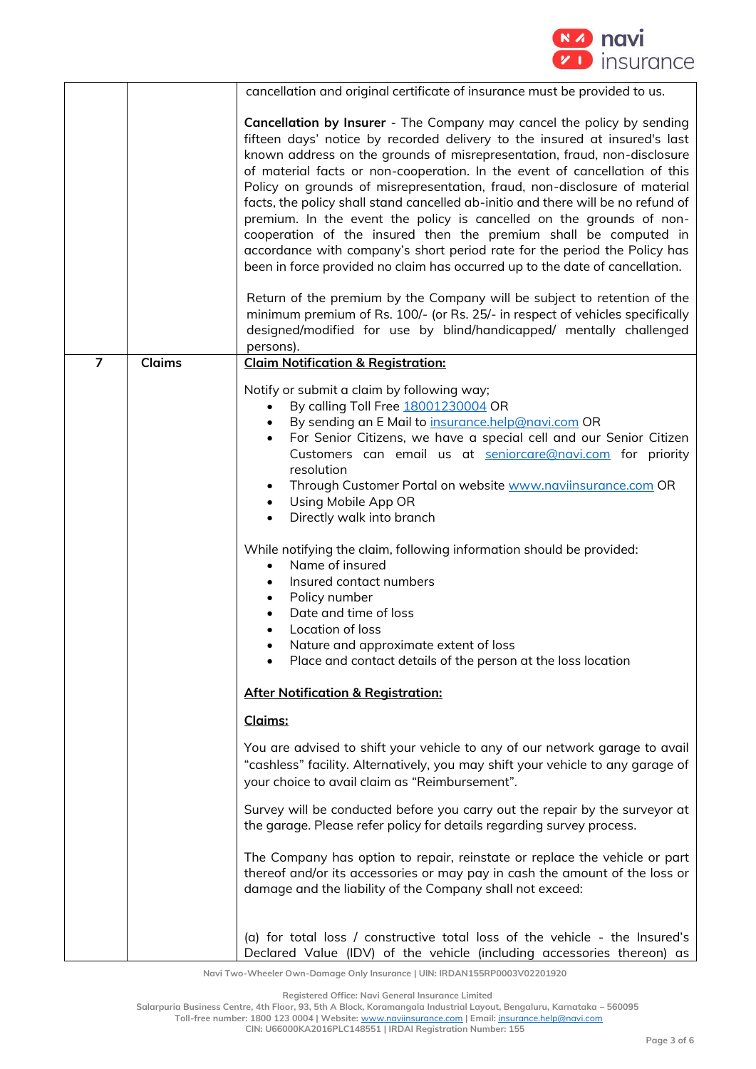| | | |
|---|---|---|
| | | cancellation and original certificate of insurance must be provided to us.<br><br>**Cancellation by Insurer** - The Company may cancel the policy by sending fifteen days' notice by recorded delivery to the insured at insured's last known address on the grounds of misrepresentation, fraud, non-disclosure of material facts or non-cooperation. In the event of cancellation of this Policy on grounds of misrepresentation, fraud, non-disclosure of material facts, the policy shall stand cancelled ab-initio and there will be no refund of premium. In the event the policy is cancelled on the grounds of non-cooperation of the insured then the premium shall be computed in accordance with company's short period rate for the period the Policy has been in force provided no claim has occurred up to the date of cancellation.<br><br>Return of the premium by the Company will be subject to retention of the minimum premium of Rs. 100/- (or Rs. 25/- in respect of vehicles specifically designed/modified for use by blind/handicapped/ mentally challenged persons). |
| **7** | **Claims** | **<u>Claim Notification & Registration:</u>**<br><br>Notify or submit a claim by following way;<br>• By calling Toll Free 18001230004 OR<br>• By sending an E Mail to insurance.help@navi.com OR<br>• For Senior Citizens, we have a special cell and our Senior Citizen Customers can email us at seniorcare@navi.com for priority resolution<br>• Through Customer Portal on website www.naviinsurance.com OR<br>• Using Mobile App OR<br>• Directly walk into branch<br><br>While notifying the claim, following information should be provided:<br>• Name of insured<br>• Insured contact numbers<br>• Policy number<br>• Date and time of loss<br>• Location of loss<br>• Nature and approximate extent of loss<br>• Place and contact details of the person at the loss location<br><br>**<u>After Notification & Registration:</u>**<br><br>**<u>Claims:</u>**<br><br>You are advised to shift your vehicle to any of our network garage to avail "cashless" facility. Alternatively, you may shift your vehicle to any garage of your choice to avail claim as "Reimbursement".<br><br>Survey will be conducted before you carry out the repair by the surveyor at the garage. Please refer policy for details regarding survey process.<br><br>The Company has option to repair, reinstate or replace the vehicle or part thereof and/or its accessories or may pay in cash the amount of the loss or damage and the liability of the Company shall not exceed:<br><br>(a) for total loss / constructive total loss of the vehicle - the Insured's Declared Value (IDV) of the vehicle (including accessories thereon) as |

Navi Two-Wheeler Own-Damage Only Insurance | UIN: IRDAN155RP0003V02201920

Registered Office: Navi General Insurance Limited
Salarpuria Business Centre, 4th Floor, 93, 5th A Block, Koramangala Industrial Layout, Bengaluru, Karnataka – 560095
Toll-free number: 1800 123 0004 | Website: www.naviinsurance.com | Email: insurance.help@navi.com
CIN: U66000KA2016PLC148551 | IRDAI Registration Number: 155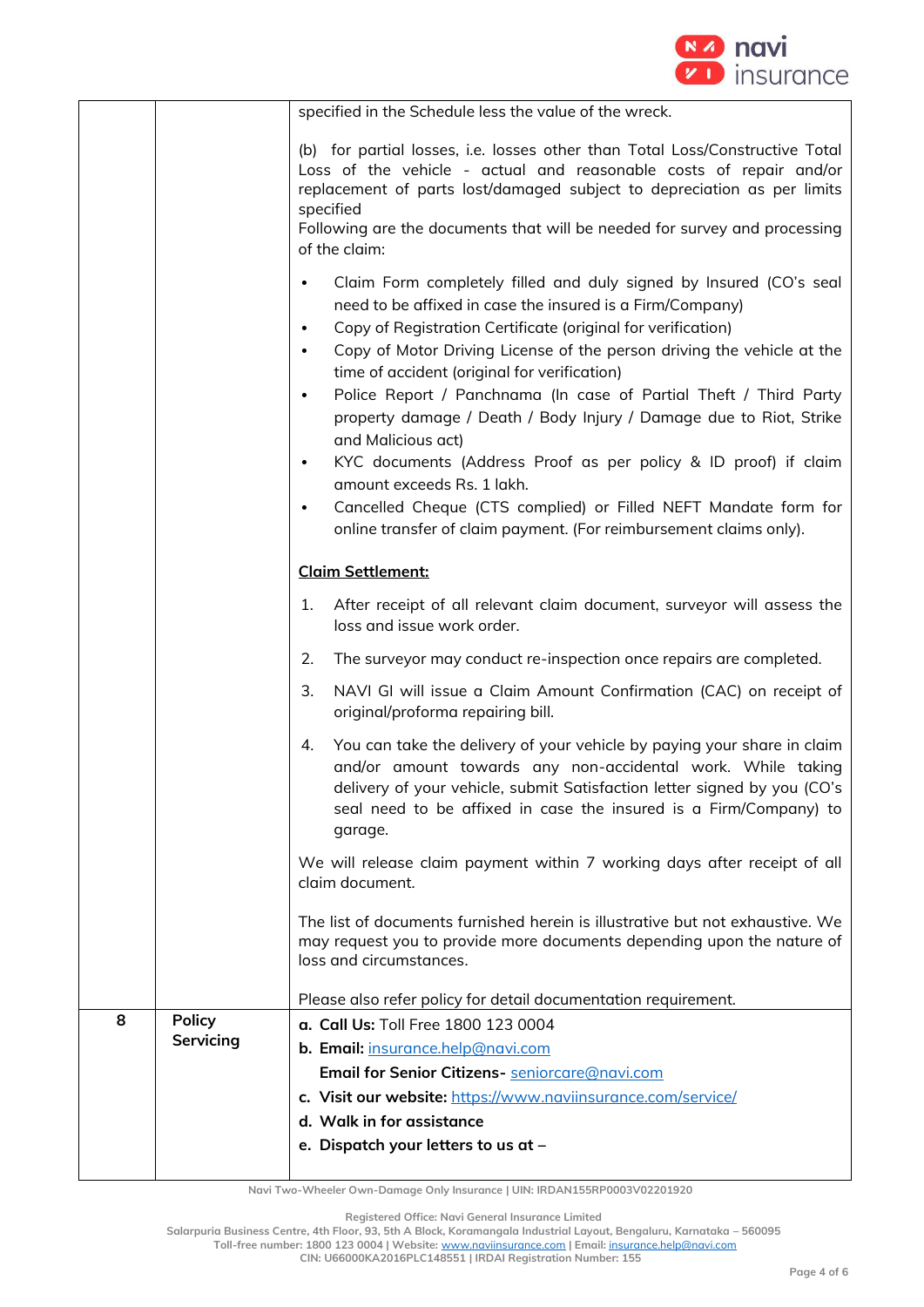| | | |
|---|---|---|
| | | specified in the Schedule less the value of the wreck.<br><br>(b) for partial losses, i.e. losses other than Total Loss/Constructive Total Loss of the vehicle - actual and reasonable costs of repair and/or replacement of parts lost/damaged subject to depreciation as per limits specified<br>Following are the documents that will be needed for survey and processing of the claim:<br><br>• Claim Form completely filled and duly signed by Insured (CO's seal need to be affixed in case the insured is a Firm/Company)<br>• Copy of Registration Certificate (original for verification)<br>• Copy of Motor Driving License of the person driving the vehicle at the time of accident (original for verification)<br>• Police Report / Panchnama (In case of Partial Theft / Third Party property damage / Death / Body Injury / Damage due to Riot, Strike and Malicious act)<br>• KYC documents (Address Proof as per policy & ID proof) if claim amount exceeds Rs. 1 lakh.<br>• Cancelled Cheque (CTS complied) or Filled NEFT Mandate form for online transfer of claim payment. (For reimbursement claims only).<br><br>**Claim Settlement:**<br><br>1. After receipt of all relevant claim document, surveyor will assess the loss and issue work order.<br>2. The surveyor may conduct re-inspection once repairs are completed.<br>3. NAVI GI will issue a Claim Amount Confirmation (CAC) on receipt of original/proforma repairing bill.<br>4. You can take the delivery of your vehicle by paying your share in claim and/or amount towards any non-accidental work. While taking delivery of your vehicle, submit Satisfaction letter signed by you (CO's seal need to be affixed in case the insured is a Firm/Company) to garage.<br><br>We will release claim payment within 7 working days after receipt of all claim document.<br><br>The list of documents furnished herein is illustrative but not exhaustive. We may request you to provide more documents depending upon the nature of loss and circumstances.<br><br>Please also refer policy for detail documentation requirement. |
| 8 | **Policy Servicing** | **a. Call Us:** Toll Free 1800 123 0004<br>**b. Email:** insurance.help@navi.com<br>**Email for Senior Citizens-** seniorcare@navi.com<br>**c. Visit our website:** https://www.naviinsurance.com/service/<br>**d. Walk in for assistance**<br>**e. Dispatch your letters to us at –** |

Navi Two-Wheeler Own-Damage Only Insurance | UIN: IRDAN155RP0003V02201920

Registered Office: Navi General Insurance Limited
Salarpuria Business Centre, 4th Floor, 93, 5th A Block, Koramangala Industrial Layout, Bengaluru, Karnataka – 560095
Toll-free number: 1800 123 0004 | Website: www.naviinsurance.com | Email: insurance.help@navi.com
CIN: U66000KA2016PLC148551 | IRDAI Registration Number: 155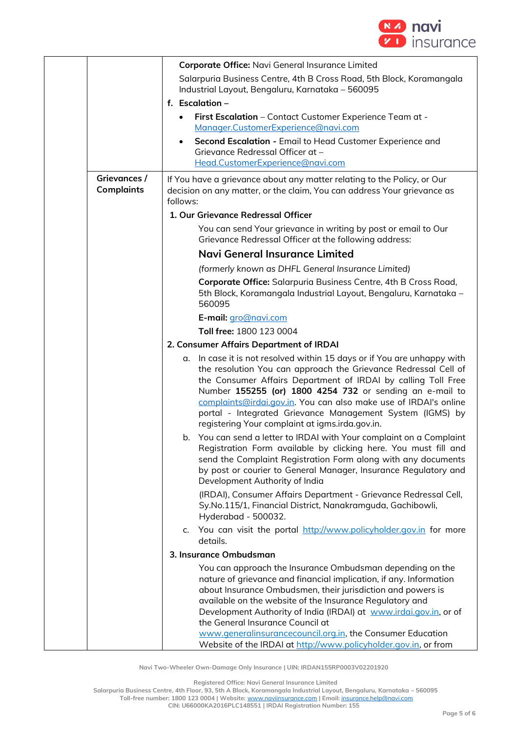| | | |
|---|---|---|
| | | **Corporate Office:** Navi General Insurance Limited<br><br>Salarpuria Business Centre, 4th B Cross Road, 5th Block, Koramangala Industrial Layout, Bengaluru, Karnataka – 560095<br><br>**f. Escalation –**<br><br>• **First Escalation** – Contact Customer Experience Team at - Manager.CustomerExperience@navi.com<br><br>• **Second Escalation -** Email to Head Customer Experience and Grievance Redressal Officer at – Head.CustomerExperience@navi.com |
| | **Grievances / Complaints** | If You have a grievance about any matter relating to the Policy, or Our decision on any matter, or the claim, You can address Your grievance as follows:<br><br>**1. Our Grievance Redressal Officer**<br><br>You can send Your grievance in writing by post or email to Our Grievance Redressal Officer at the following address:<br><br>**Navi General Insurance Limited**<br><br>*(formerly known as DHFL General Insurance Limited)*<br><br>**Corporate Office:** Salarpuria Business Centre, 4th B Cross Road, 5th Block, Koramangala Industrial Layout, Bengaluru, Karnataka – 560095<br><br>**E-mail:** gro@navi.com<br><br>**Toll free:** 1800 123 0004<br><br>**2. Consumer Affairs Department of IRDAI**<br><br>a. In case it is not resolved within 15 days or if You are unhappy with the resolution You can approach the Grievance Redressal Cell of the Consumer Affairs Department of IRDAI by calling Toll Free Number **155255 (or) 1800 4254 732** or sending an e-mail to complaints@irdai.gov.in. You can also make use of IRDAI's online portal - Integrated Grievance Management System (IGMS) by registering Your complaint at igms.irda.gov.in.<br><br>b. You can send a letter to IRDAI with Your complaint on a Complaint Registration Form available by clicking here. You must fill and send the Complaint Registration Form along with any documents by post or courier to General Manager, Insurance Regulatory and Development Authority of India<br><br>(IRDAI), Consumer Affairs Department - Grievance Redressal Cell, Sy.No.115/1, Financial District, Nanakramguda, Gachibowli, Hyderabad - 500032.<br><br>c. You can visit the portal http://www.policyholder.gov.in for more details.<br><br>**3. Insurance Ombudsman**<br><br>You can approach the Insurance Ombudsman depending on the nature of grievance and financial implication, if any. Information about Insurance Ombudsmen, their jurisdiction and powers is available on the website of the Insurance Regulatory and Development Authority of India (IRDAI) at www.irdai.gov.in, or of the General Insurance Council at www.generalinsurancecouncil.org.in, the Consumer Education Website of the IRDAI at http://www.policyholder.gov.in, or from |

Navi Two-Wheeler Own-Damage Only Insurance | UIN: IRDAN155RP0003V02201920

Registered Office: Navi General Insurance Limited
Salarpuria Business Centre, 4th Floor, 93, 5th A Block, Koramangala Industrial Layout, Bengaluru, Karnataka – 560095
Toll-free number: 1800 123 0004 | Website: www.naviinsurance.com | Email: insurance.help@navi.com
CIN: U66000KA2016PLC148551 | IRDAI Registration Number: 155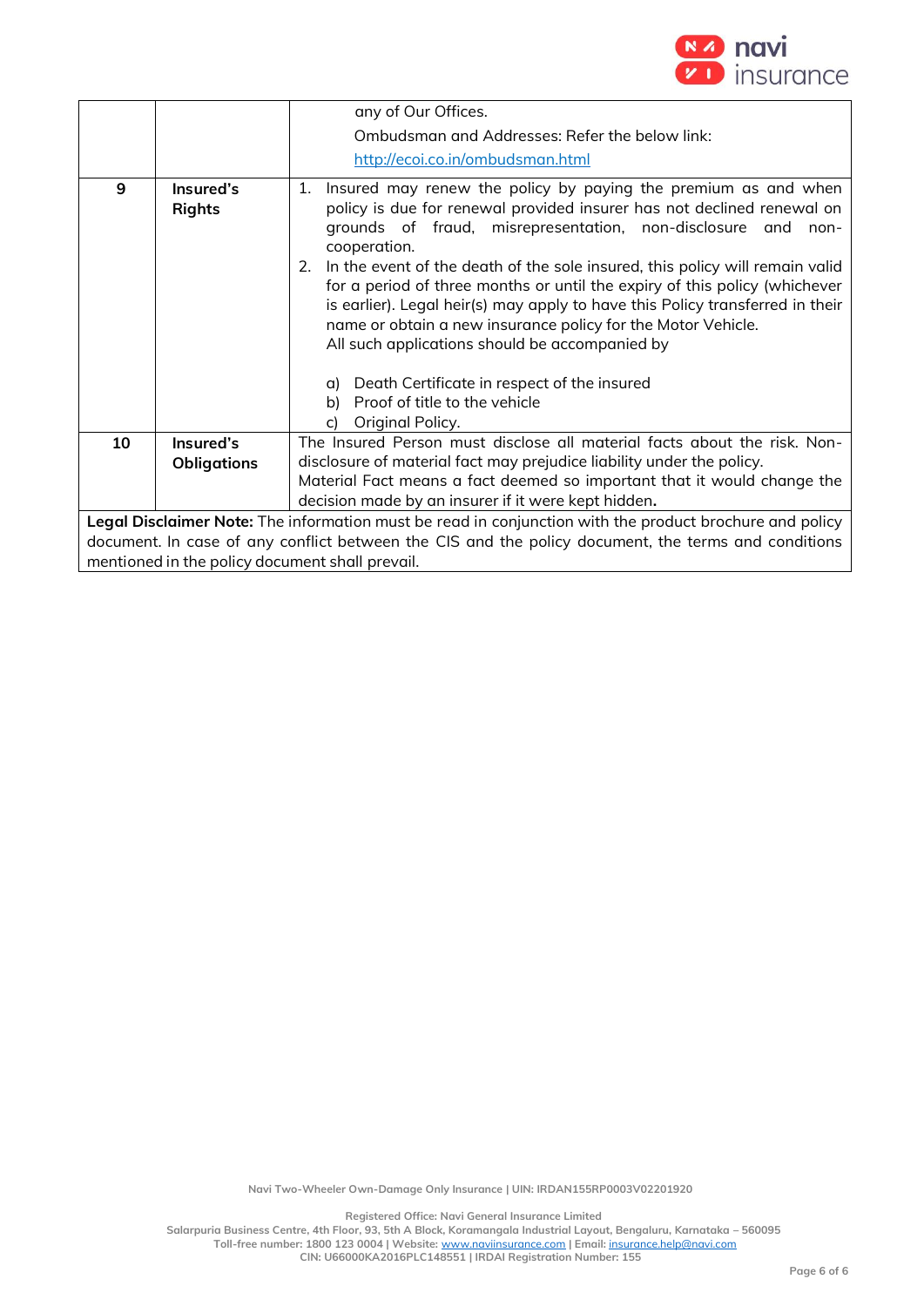| | | |
|---|---|---|
| | | any of Our Offices.<br>Ombudsman and Addresses: Refer the below link:<br>http://ecoi.co.in/ombudsman.html |
| 9 | **Insured's Rights** | 1. Insured may renew the policy by paying the premium as and when policy is due for renewal provided insurer has not declined renewal on grounds of fraud, misrepresentation, non-disclosure and non-cooperation.<br>2. In the event of the death of the sole insured, this policy will remain valid for a period of three months or until the expiry of this policy (whichever is earlier). Legal heir(s) may apply to have this Policy transferred in their name or obtain a new insurance policy for the Motor Vehicle. All such applications should be accompanied by<br>a) Death Certificate in respect of the insured<br>b) Proof of title to the vehicle<br>c) Original Policy. |
| 10 | **Insured's Obligations** | The Insured Person must disclose all material facts about the risk. Non-disclosure of material fact may prejudice liability under the policy.<br>Material Fact means a fact deemed so important that it would change the decision made by an insurer if it were kept hidden**.** |

**Legal Disclaimer Note:** The information must be read in conjunction with the product brochure and policy document. In case of any conflict between the CIS and the policy document, the terms and conditions mentioned in the policy document shall prevail.